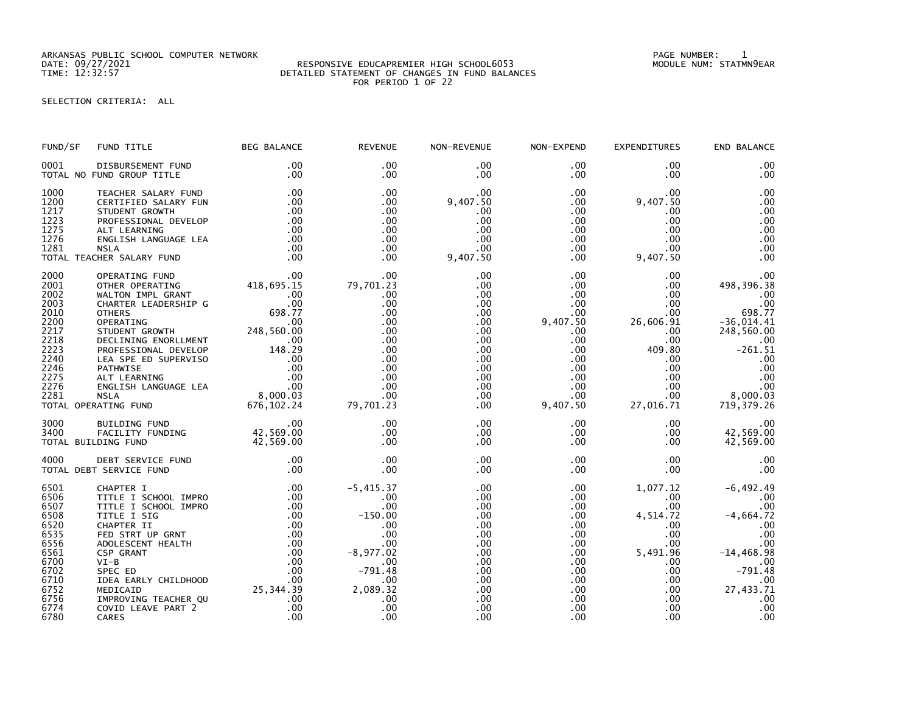ARKANSAS PUBLIC SCHOOL COMPUTER NETWORK
DATE: 09/27/2021
TIME: 12:32:57

RESPONSIVE EDUCAPREMIER HIGH SCHOOL6053
DETAILED STATEMENT OF CHANGES IN FUND BALANCES
FOR PERIOD 1 OF 22

PAGE NUMBER: 1
MODULE NUM: STATMN9EAR

SELECTION CRITERIA: ALL

| FUND/SF | FUND TITLE | BEG BALANCE | REVENUE | NON-REVENUE | NON-EXPEND | EXPENDITURES | END BALANCE |
|---|---|---|---|---|---|---|---|
| 0001 | DISBURSEMENT FUND | .00 | .00 | .00 | .00 | .00 | .00 |
| TOTAL NO FUND GROUP TITLE | | .00 | .00 | .00 | .00 | .00 | .00 |
| 1000 | TEACHER SALARY FUND | .00 | .00 | .00 | .00 | .00 | .00 |
| 1200 | CERTIFIED SALARY FUN | .00 | .00 | 9,407.50 | .00 | 9,407.50 | .00 |
| 1217 | STUDENT GROWTH | .00 | .00 | .00 | .00 | .00 | .00 |
| 1223 | PROFESSIONAL DEVELOP | .00 | .00 | .00 | .00 | .00 | .00 |
| 1275 | ALT LEARNING | .00 | .00 | .00 | .00 | .00 | .00 |
| 1276 | ENGLISH LANGUAGE LEA | .00 | .00 | .00 | .00 | .00 | .00 |
| 1281 | NSLA | .00 | .00 | .00 | .00 | .00 | .00 |
| TOTAL TEACHER SALARY FUND | | .00 | .00 | 9,407.50 | .00 | 9,407.50 | .00 |
| 2000 | OPERATING FUND | .00 | .00 | .00 | .00 | .00 | .00 |
| 2001 | OTHER OPERATING | 418,695.15 | 79,701.23 | .00 | .00 | .00 | 498,396.38 |
| 2002 | WALTON IMPL GRANT | .00 | .00 | .00 | .00 | .00 | .00 |
| 2003 | CHARTER LEADERSHIP G | .00 | .00 | .00 | .00 | .00 | .00 |
| 2010 | OTHERS | 698.77 | .00 | .00 | .00 | .00 | 698.77 |
| 2200 | OPERATING | .00 | .00 | .00 | 9,407.50 | 26,606.91 | -36,014.41 |
| 2217 | STUDENT GROWTH | 248,560.00 | .00 | .00 | .00 | .00 | 248,560.00 |
| 2218 | DECLINING ENORLLMENT | .00 | .00 | .00 | .00 | .00 | .00 |
| 2223 | PROFESSIONAL DEVELOP | 148.29 | .00 | .00 | .00 | 409.80 | -261.51 |
| 2240 | LEA SPE ED SUPERVISO | .00 | .00 | .00 | .00 | .00 | .00 |
| 2246 | PATHWISE | .00 | .00 | .00 | .00 | .00 | .00 |
| 2275 | ALT LEARNING | .00 | .00 | .00 | .00 | .00 | .00 |
| 2276 | ENGLISH LANGUAGE LEA | .00 | .00 | .00 | .00 | .00 | .00 |
| 2281 | NSLA | 8,000.03 | .00 | .00 | .00 | .00 | 8,000.03 |
| TOTAL OPERATING FUND | | 676,102.24 | 79,701.23 | .00 | 9,407.50 | 27,016.71 | 719,379.26 |
| 3000 | BUILDING FUND | .00 | .00 | .00 | .00 | .00 | .00 |
| 3400 | FACILITY FUNDING | 42,569.00 | .00 | .00 | .00 | .00 | 42,569.00 |
| TOTAL BUILDING FUND | | 42,569.00 | .00 | .00 | .00 | .00 | 42,569.00 |
| 4000 | DEBT SERVICE FUND | .00 | .00 | .00 | .00 | .00 | .00 |
| TOTAL DEBT SERVICE FUND | | .00 | .00 | .00 | .00 | .00 | .00 |
| 6501 | CHAPTER I | .00 | -5,415.37 | .00 | .00 | 1,077.12 | -6,492.49 |
| 6506 | TITLE I SCHOOL IMPRO | .00 | .00 | .00 | .00 | .00 | .00 |
| 6507 | TITLE I SCHOOL IMPRO | .00 | .00 | .00 | .00 | .00 | .00 |
| 6508 | TITLE I SIG | .00 | -150.00 | .00 | .00 | 4,514.72 | -4,664.72 |
| 6520 | CHAPTER II | .00 | .00 | .00 | .00 | .00 | .00 |
| 6535 | FED STRT UP GRNT | .00 | .00 | .00 | .00 | .00 | .00 |
| 6556 | ADOLESCENT HEALTH | .00 | .00 | .00 | .00 | .00 | .00 |
| 6561 | CSP GRANT | .00 | -8,977.02 | .00 | .00 | 5,491.96 | -14,468.98 |
| 6700 | VI-B | .00 | .00 | .00 | .00 | .00 | .00 |
| 6702 | SPEC ED | .00 | -791.48 | .00 | .00 | .00 | -791.48 |
| 6710 | IDEA EARLY CHILDHOOD | .00 | .00 | .00 | .00 | .00 | .00 |
| 6752 | MEDICAID | 25,344.39 | 2,089.32 | .00 | .00 | .00 | 27,433.71 |
| 6756 | IMPROVING TEACHER QU | .00 | .00 | .00 | .00 | .00 | .00 |
| 6774 | COVID LEAVE PART 2 | .00 | .00 | .00 | .00 | .00 | .00 |
| 6780 | CARES | .00 | .00 | .00 | .00 | .00 | .00 |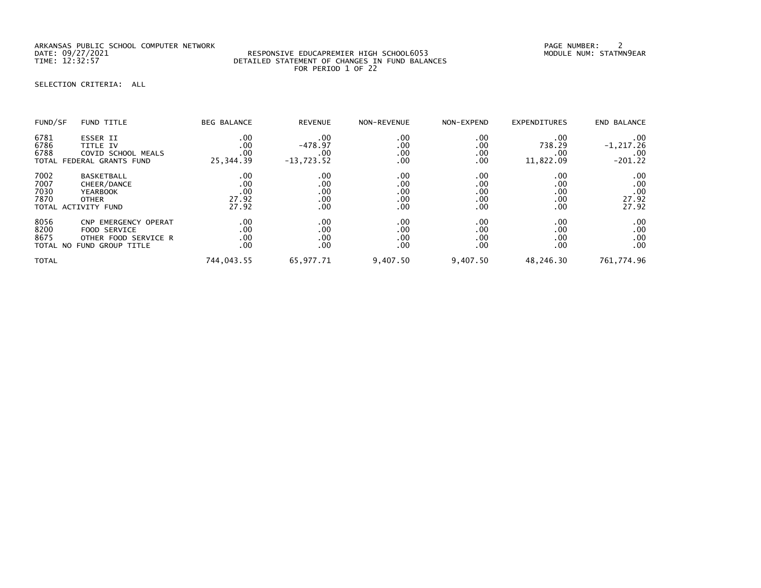ARKANSAS PUBLIC SCHOOL COMPUTER NETWORK
DATE: 09/27/2021
TIME: 12:32:57

RESPONSIVE EDUCAPREMIER HIGH SCHOOL6053
DETAILED STATEMENT OF CHANGES IN FUND BALANCES
FOR PERIOD 1 OF 22

PAGE NUMBER: 2
MODULE NUM: STATMN9EAR

SELECTION CRITERIA: ALL

| FUND/SF | FUND TITLE | BEG BALANCE | REVENUE | NON-REVENUE | NON-EXPEND | EXPENDITURES | END BALANCE |
|---|---|---|---|---|---|---|---|
| 6781 | ESSER II | .00 | .00 | .00 | .00 | .00 | .00 |
| 6786 | TITLE IV | .00 | -478.97 | .00 | .00 | 738.29 | -1,217.26 |
| 6788 | COVID SCHOOL MEALS | .00 | .00 | .00 | .00 | .00 | .00 |
| TOTAL FEDERAL GRANTS FUND | | 25,344.39 | -13,723.52 | .00 | .00 | 11,822.09 | -201.22 |
| 7002 | BASKETBALL | .00 | .00 | .00 | .00 | .00 | .00 |
| 7007 | CHEER/DANCE | .00 | .00 | .00 | .00 | .00 | .00 |
| 7030 | YEARBOOK | .00 | .00 | .00 | .00 | .00 | .00 |
| 7870 | OTHER | 27.92 | .00 | .00 | .00 | .00 | 27.92 |
| TOTAL ACTIVITY FUND | | 27.92 | .00 | .00 | .00 | .00 | 27.92 |
| 8056 | CNP EMERGENCY OPERAT | .00 | .00 | .00 | .00 | .00 | .00 |
| 8200 | FOOD SERVICE | .00 | .00 | .00 | .00 | .00 | .00 |
| 8675 | OTHER FOOD SERVICE R | .00 | .00 | .00 | .00 | .00 | .00 |
| TOTAL NO FUND GROUP TITLE | | .00 | .00 | .00 | .00 | .00 | .00 |
| TOTAL | | 744,043.55 | 65,977.71 | 9,407.50 | 9,407.50 | 48,246.30 | 761,774.96 |